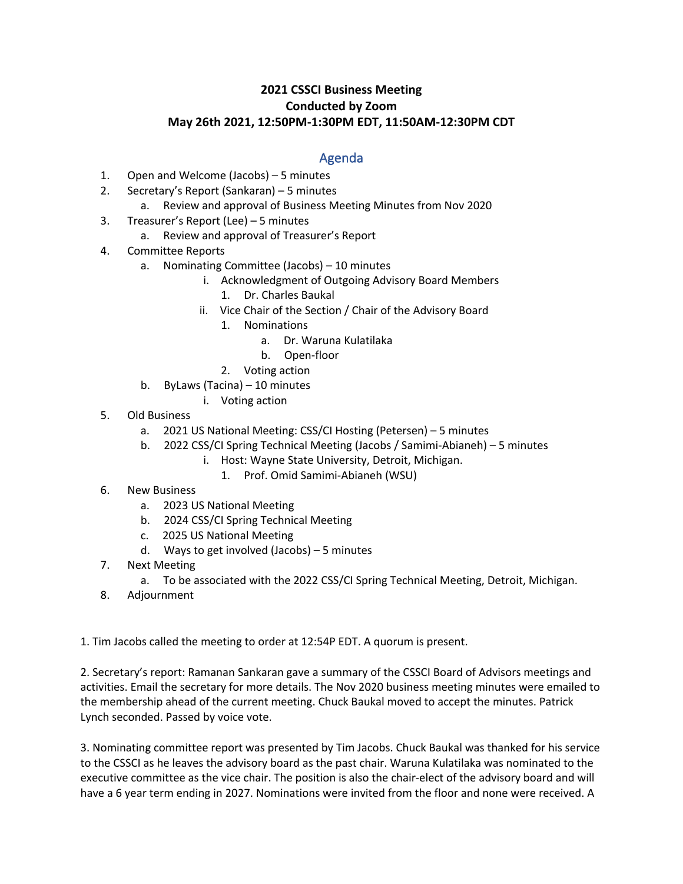**2021 CSSCI Business Meeting**
**Conducted by Zoom**
**May 26th 2021, 12:50PM-1:30PM EDT, 11:50AM-12:30PM CDT**

## Agenda

1. Open and Welcome (Jacobs) – 5 minutes
2. Secretary's Report (Sankaran) – 5 minutes
   a. Review and approval of Business Meeting Minutes from Nov 2020
3. Treasurer's Report (Lee) – 5 minutes
   a. Review and approval of Treasurer's Report
4. Committee Reports
   a. Nominating Committee (Jacobs) – 10 minutes
      i. Acknowledgment of Outgoing Advisory Board Members
         1. Dr. Charles Baukal
      ii. Vice Chair of the Section / Chair of the Advisory Board
         1. Nominations
            a. Dr. Waruna Kulatilaka
            b. Open-floor
         2. Voting action
   b. ByLaws (Tacina) – 10 minutes
      i. Voting action
5. Old Business
   a. 2021 US National Meeting: CSS/CI Hosting (Petersen) – 5 minutes
   b. 2022 CSS/CI Spring Technical Meeting (Jacobs / Samimi-Abianeh) – 5 minutes
      i. Host: Wayne State University, Detroit, Michigan.
         1. Prof. Omid Samimi-Abianeh (WSU)
6. New Business
   a. 2023 US National Meeting
   b. 2024 CSS/CI Spring Technical Meeting
   c. 2025 US National Meeting
   d. Ways to get involved (Jacobs) – 5 minutes
7. Next Meeting
   a. To be associated with the 2022 CSS/CI Spring Technical Meeting, Detroit, Michigan.
8. Adjournment

1. Tim Jacobs called the meeting to order at 12:54P EDT. A quorum is present.

2. Secretary's report: Ramanan Sankaran gave a summary of the CSSCI Board of Advisors meetings and activities. Email the secretary for more details. The Nov 2020 business meeting minutes were emailed to the membership ahead of the current meeting. Chuck Baukal moved to accept the minutes. Patrick Lynch seconded. Passed by voice vote.

3. Nominating committee report was presented by Tim Jacobs. Chuck Baukal was thanked for his service to the CSSCI as he leaves the advisory board as the past chair. Waruna Kulatilaka was nominated to the executive committee as the vice chair. The position is also the chair-elect of the advisory board and will have a 6 year term ending in 2027. Nominations were invited from the floor and none were received. A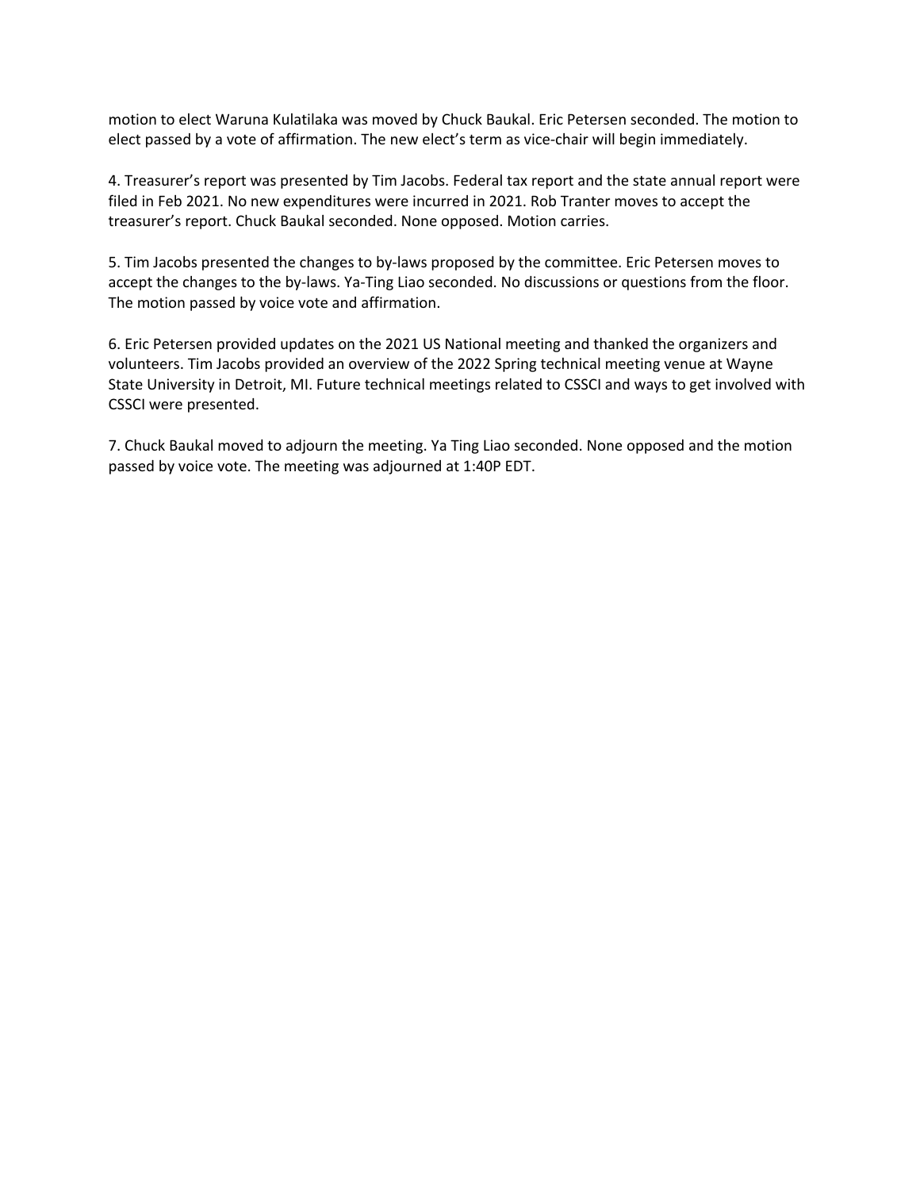motion to elect Waruna Kulatilaka was moved by Chuck Baukal. Eric Petersen seconded. The motion to elect passed by a vote of affirmation. The new elect's term as vice-chair will begin immediately.

4. Treasurer's report was presented by Tim Jacobs. Federal tax report and the state annual report were filed in Feb 2021. No new expenditures were incurred in 2021. Rob Tranter moves to accept the treasurer's report. Chuck Baukal seconded. None opposed. Motion carries.

5. Tim Jacobs presented the changes to by-laws proposed by the committee. Eric Petersen moves to accept the changes to the by-laws. Ya-Ting Liao seconded. No discussions or questions from the floor. The motion passed by voice vote and affirmation.

6. Eric Petersen provided updates on the 2021 US National meeting and thanked the organizers and volunteers. Tim Jacobs provided an overview of the 2022 Spring technical meeting venue at Wayne State University in Detroit, MI. Future technical meetings related to CSSCI and ways to get involved with CSSCI were presented.

7. Chuck Baukal moved to adjourn the meeting. Ya Ting Liao seconded. None opposed and the motion passed by voice vote. The meeting was adjourned at 1:40P EDT.